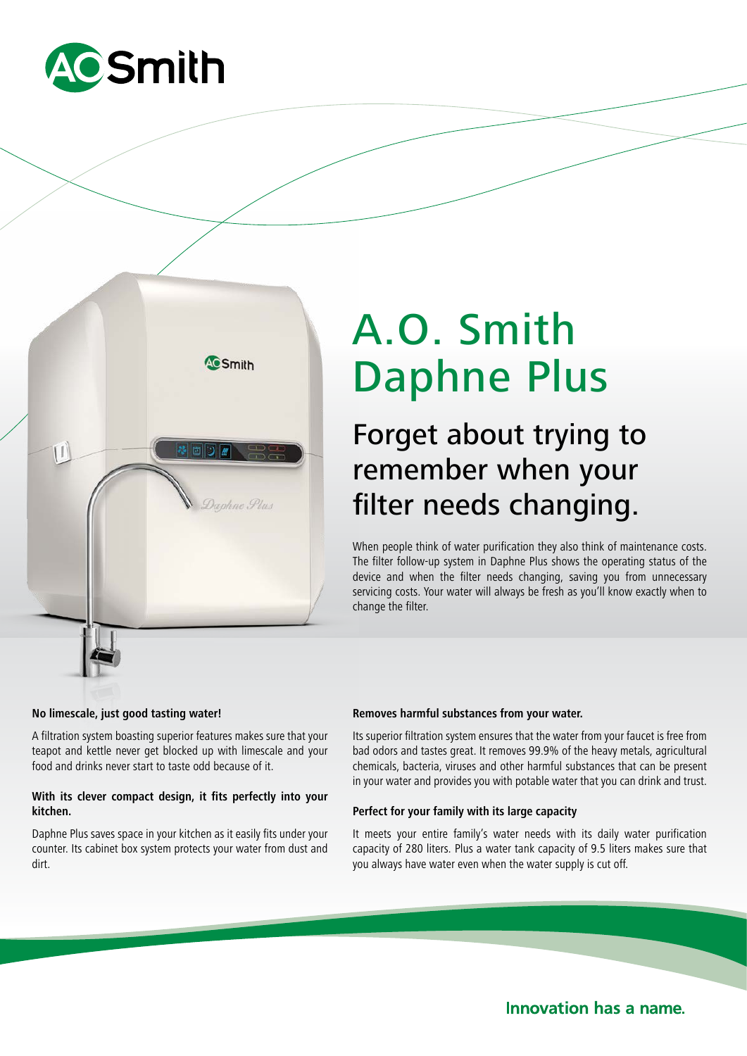# A.O. Smith Daphne Plus

## Forget about trying to remember when your filter needs changing.

When people think of water purification they also think of maintenance costs. The filter follow-up system in Daphne Plus shows the operating status of the device and when the filter needs changing, saving you from unnecessary servicing costs. Your water will always be fresh as you'll know exactly when to change the filter.

**No limescale, just good tasting water!**

A filtration system boasting superior features makes sure that your teapot and kettle never get blocked up with limescale and your food and drinks never start to taste odd because of it.

**With its clever compact design, it fits perfectly into your kitchen.**

Daphne Plus saves space in your kitchen as it easily fits under your counter. Its cabinet box system protects your water from dust and dirt.

**Removes harmful substances from your water.**

Its superior filtration system ensures that the water from your faucet is free from bad odors and tastes great. It removes 99.9% of the heavy metals, agricultural chemicals, bacteria, viruses and other harmful substances that can be present in your water and provides you with potable water that you can drink and trust.

**Perfect for your family with its large capacity**

It meets your entire family's water needs with its daily water purification capacity of 280 liters. Plus a water tank capacity of 9.5 liters makes sure that you always have water even when the water supply is cut off.

**Innovation has a name.**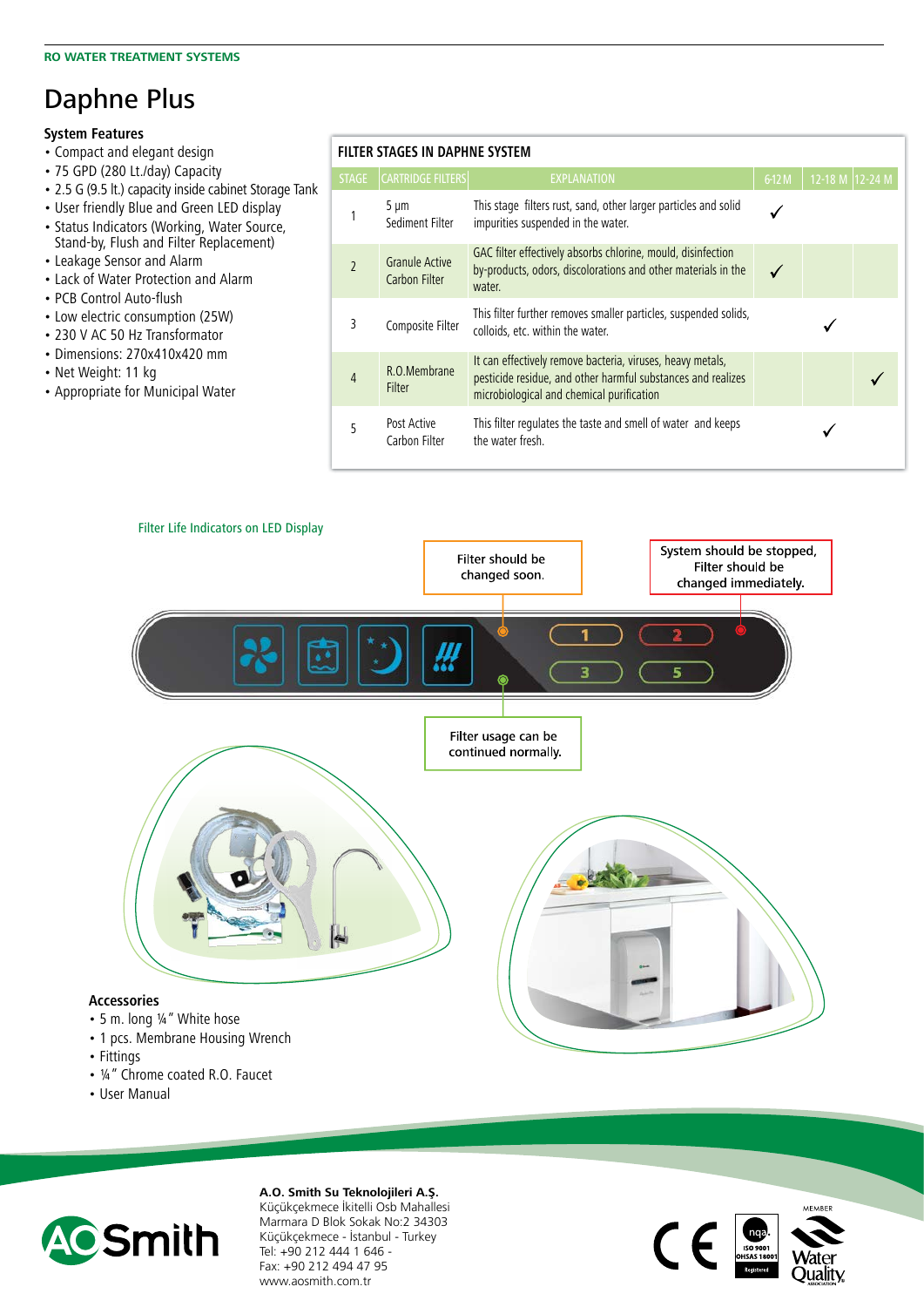RO WATER TREATMENT SYSTEMS

# Daphne Plus

### System Features

- Compact and elegant design
- 75 GPD (280 Lt./day) Capacity
- 2.5 G (9.5 lt.) capacity inside cabinet Storage Tank
- User friendly Blue and Green LED display
- Status Indicators (Working, Water Source, Stand-by, Flush and Filter Replacement)
- Leakage Sensor and Alarm
- Lack of Water Protection and Alarm
- PCB Control Auto-flush
- Low electric consumption (25W)
- 230 V AC 50 Hz Transformator
- Dimensions: 270x410x420 mm
- Net Weight: 11 kg
- Appropriate for Municipal Water

### FILTER STAGES IN DAPHNE SYSTEM

| STAGE | CARTRIDGE FILTERS | EXPLANATION | 6-12 M | 12-18 M | 12-24 M |
|---|---|---|---|---|---|
| 1 | 5 µm Sediment Filter | This stage filters rust, sand, other larger particles and solid impurities suspended in the water. | ✓ | | |
| 2 | Granule Active Carbon Filter | GAC filter effectively absorbs chlorine, mould, disinfection by-products, odors, discolorations and other materials in the water. | ✓ | | |
| 3 | Composite Filter | This filter further removes smaller particles, suspended solids, colloids, etc. within the water. | | ✓ | |
| 4 | R.O.Membrane Filter | It can effectively remove bacteria, viruses, heavy metals, pesticide residue, and other harmful substances and realizes microbiological and chemical purification | | | ✓ |
| 5 | Post Active Carbon Filter | This filter regulates the taste and smell of water and keeps the water fresh. | | ✓ | |

Filter Life Indicators on LED Display

Filter should be changed soon.

System should be stopped, Filter should be changed immediately.

1 2 3 5

Filter usage can be continued normally.

### Accessories

- 5 m. long ¼" White hose
- 1 pcs. Membrane Housing Wrench
- Fittings
- ¼" Chrome coated R.O. Faucet
- User Manual

**A.O. Smith Su Teknolojileri A.Ş.**
Küçükçekmece İkitelli Osb Mahallesi
Marmara D Blok Sokak No:2 34303
Küçükçekmece - İstanbul - Turkey
Tel: +90 212 444 1 646 -
Fax: +90 212 494 47 95
www.aosmith.com.tr